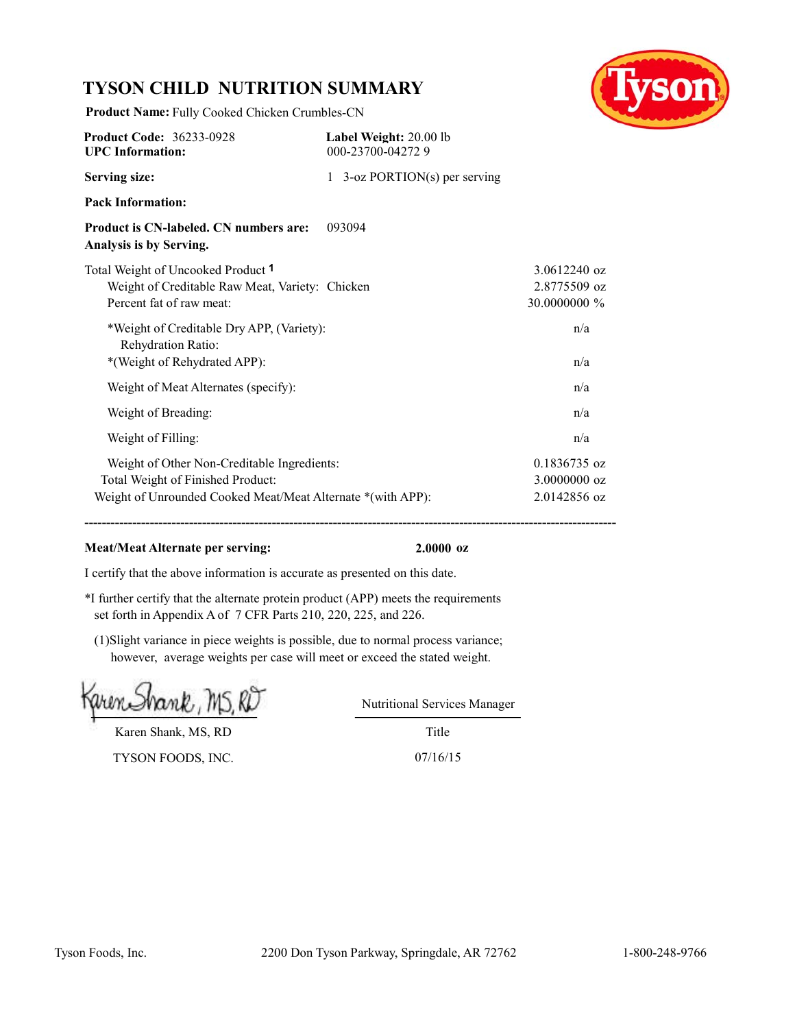# TYSON CHILD NUTRITION SUMMARY

**Product Name:** Fully Cooked Chicken Crumbles-CN

| | |
|---|---|
| **Product Code:** 36233-0928 | **Label Weight:** 20.00 lb |
| **UPC Information:** | 000-23700-04272 9 |
| **Serving size:** | 1 3-oz PORTION(s) per serving |
| **Pack Information:** | |
| **Product is CN-labeled. CN numbers are:** | 093094 |

**Analysis is by Serving.**

| | |
|---|---|
| Total Weight of Uncooked Product [1] | 3.0612240 oz |
| Weight of Creditable Raw Meat, Variety: Chicken | 2.8775509 oz |
| Percent fat of raw meat: | 30.0000000 % |
| *Weight of Creditable Dry APP, (Variety): | n/a |
| Rehydration Ratio: | |
| *(Weight of Rehydrated APP): | n/a |
| Weight of Meat Alternates (specify): | n/a |
| Weight of Breading: | n/a |
| Weight of Filling: | n/a |
| Weight of Other Non-Creditable Ingredients: | 0.1836735 oz |
| Total Weight of Finished Product: | 3.0000000 oz |
| Weight of Unrounded Cooked Meat/Meat Alternate *(with APP): | 2.0142856 oz |

---

**Meat/Meat Alternate per serving:** **2.0000 oz**

I certify that the above information is accurate as presented on this date.

*I further certify that the alternate protein product (APP) meets the requirements set forth in Appendix A of 7 CFR Parts 210, 220, 225, and 226.

(1)Slight variance in piece weights is possible, due to normal process variance; however, average weights per case will meet or exceed the stated weight.

Karen Shank, MS, RD

| | |
|---|---|
| Karen Shank, MS, RD | Nutritional Services Manager |
| | Title |
| TYSON FOODS, INC. | 07/16/15 |

Tyson Foods, Inc. 2200 Don Tyson Parkway, Springdale, AR 72762 1-800-248-9766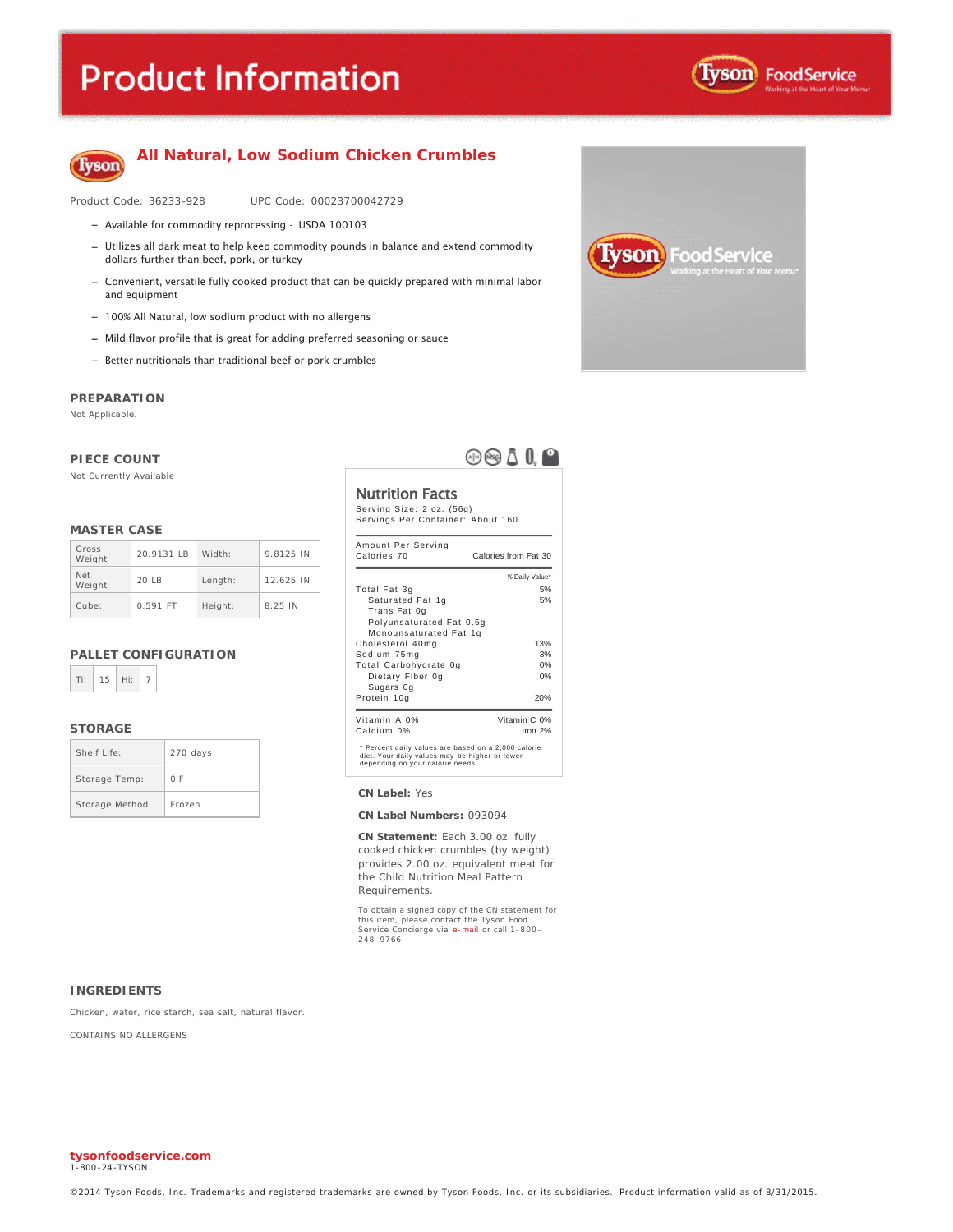# Product Information

## All Natural, Low Sodium Chicken Crumbles

Product Code: 36233-928 UPC Code: 00023700042729

- Available for commodity reprocessing - USDA 100103
- Utilizes all dark meat to help keep commodity pounds in balance and extend commodity dollars further than beef, pork, or turkey
- Convenient, versatile fully cooked product that can be quickly prepared with minimal labor and equipment
- 100% All Natural, low sodium product with no allergens
- Mild flavor profile that is great for adding preferred seasoning or sauce
- Better nutritionals than traditional beef or pork crumbles

### PREPARATION

Not Applicable.

### PIECE COUNT

Not Currently Available

### MASTER CASE

| Gross Weight | 20.9131 LB | Width: | 9.8125 IN |
|---|---|---|---|
| Net Weight | 20 LB | Length: | 12.625 IN |
| Cube: | 0.591 FT | Height: | 8.25 IN |

### PALLET CONFIGURATION

| Ti: | 15 | Hi: | 7 |
|---|---|---|---|

### STORAGE

| Shelf Life: | 270 days |
|---|---|
| Storage Temp: | 0 F |
| Storage Method: | Frozen |

### Nutrition Facts

Serving Size: 2 oz. (56g)
Servings Per Container: About 160

| Amount Per Serving | |
|---|---|
| Calories 70 | Calories from Fat 30 |
| | % Daily Value* |
| Total Fat 3g | 5% |
| Saturated Fat 1g | 5% |
| Trans Fat 0g | |
| Polyunsaturated Fat 0.5g | |
| Monounsaturated Fat 1g | |
| Cholesterol 40mg | 13% |
| Sodium 75mg | 3% |
| Total Carbohydrate 0g | 0% |
| Dietary Fiber 0g | 0% |
| Sugars 0g | |
| Protein 10g | 20% |
| Vitamin A 0% | Vitamin C 0% |
| Calcium 0% | Iron 2% |

* Percent daily values are based on a 2,000 calorie diet. Your daily values may be higher or lower depending on your calorie needs.

**CN Label:** Yes

**CN Label Numbers:** 093094

**CN Statement:** Each 3.00 oz. fully cooked chicken crumbles (by weight) provides 2.00 oz. equivalent meat for the Child Nutrition Meal Pattern Requirements.

To obtain a signed copy of the CN statement for this item, please contact the Tyson Food Service Concierge via e-mail or call 1-800-248-9766.

### INGREDIENTS

Chicken, water, rice starch, sea salt, natural flavor.

CONTAINS NO ALLERGENS

**tysonfoodservice.com**
1-800-24-TYSON

©2014 Tyson Foods, Inc. Trademarks and registered trademarks are owned by Tyson Foods, Inc. or its subsidiaries. Product information valid as of 8/31/2015.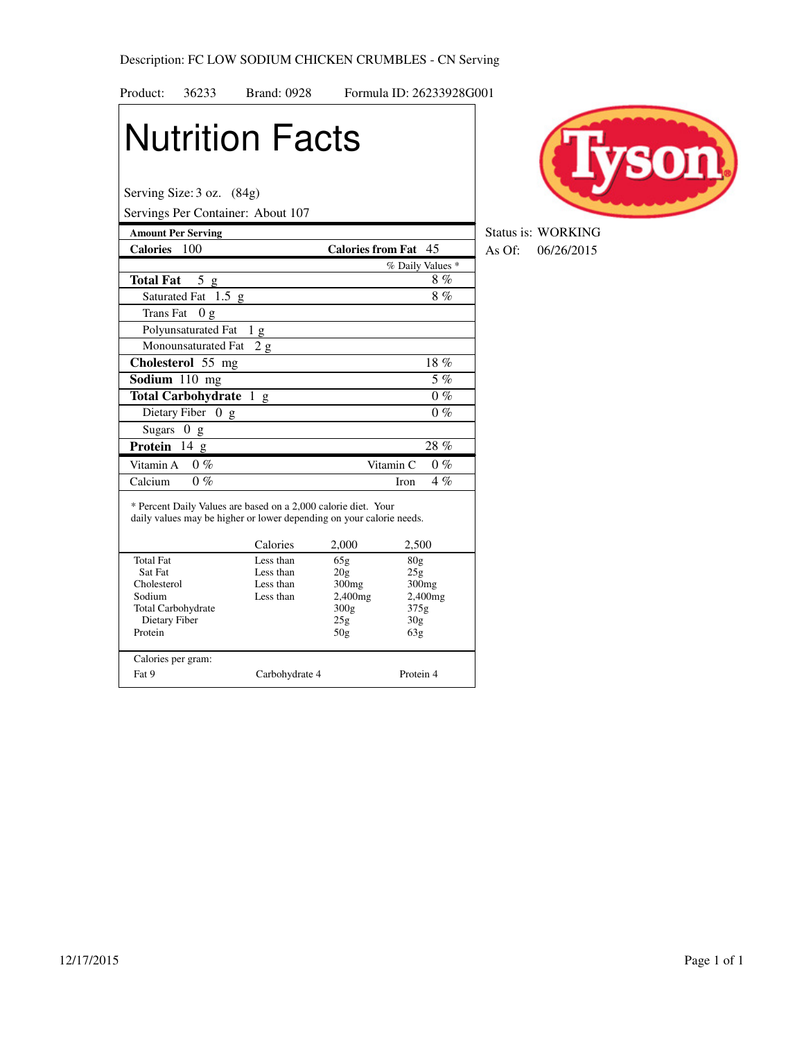Description: FC LOW SODIUM CHICKEN CRUMBLES - CN Serving

Product: 36233 Brand: 0928 Formula ID: 26233928G001

Status is: WORKING
As Of: 06/26/2015

# Nutrition Facts

Serving Size: 3 oz. (84g)
Servings Per Container: About 107

| Amount Per Serving | |
|---|---|
| **Calories** 100 | **Calories from Fat** 45 |
| | % Daily Values * |
| **Total Fat** 5 g | 8 % |
| Saturated Fat 1.5 g | 8 % |
| Trans Fat 0 g | |
| Polyunsaturated Fat 1 g | |
| Monounsaturated Fat 2 g | |
| **Cholesterol** 55 mg | 18 % |
| **Sodium** 110 mg | 5 % |
| **Total Carbohydrate** 1 g | 0 % |
| Dietary Fiber 0 g | 0 % |
| Sugars 0 g | |
| **Protein** 14 g | 28 % |
| Vitamin A 0 % | Vitamin C 0 % |
| Calcium 0 % | Iron 4 % |

* Percent Daily Values are based on a 2,000 calorie diet. Your daily values may be higher or lower depending on your calorie needs.

| | Calories | 2,000 | 2,500 |
|---|---|---|---|
| Total Fat | Less than | 65g | 80g |
| Sat Fat | Less than | 20g | 25g |
| Cholesterol | Less than | 300mg | 300mg |
| Sodium | Less than | 2,400mg | 2,400mg |
| Total Carbohydrate | | 300g | 375g |
| Dietary Fiber | | 25g | 30g |
| Protein | | 50g | 63g |

Calories per gram:
Fat 9 Carbohydrate 4 Protein 4

12/17/2015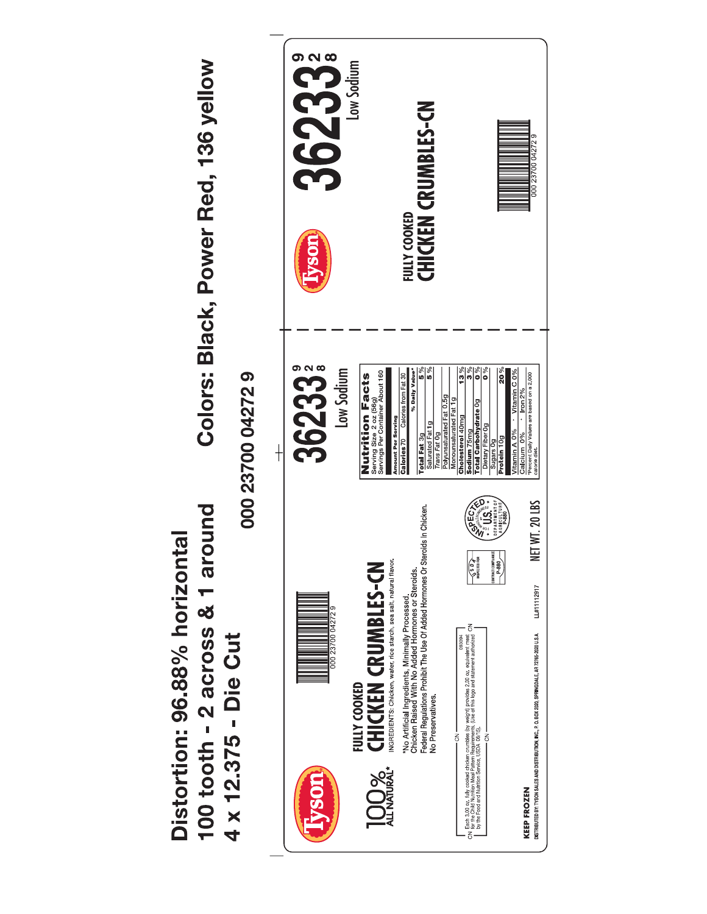Distortion: 96.88% horizontal
100 tooth - 2 across & 1 around
4 x 12.375 - Die Cut

Colors: Black, Power Red, 136 yellow

000 23700 04272 9

Tyson

100% ALL NATURAL*

000 23700 04272 9

FULLY COOKED
# CHICKEN CRUMBLES-CN

INGREDIENTS: Chicken, water, rice starch, sea salt, natural flavor.

*No Artificial Ingredients, Minimally Processed.
Chicken Raised With No Added Hormones or Steroids.
Federal Regulations Prohibit The Use Of Added Hormones Or Steroids In Chicken.
No Preservatives.

CN Each 3.00 oz. fully cooked chicken crumbles (by weight) provides 2.00 oz. equivalent meat for the Child Nutrition Meal Pattern Requirements. (Use of this logo and statement authorized by the Food and Nutrition Service, USDA 08/15). 093094 CN

USDA INSPECTED FOR CONTRACT COMPLIANCE P-880

INSPECTED FOR WHOLESOMENESS BY U.S. DEPARTMENT OF AGRICULTURE P-880

KEEP FROZEN

DISTRIBUTED BY: TYSON SALES AND DISTRIBUTION, INC., P.O. BOX 2020, SPRINGDALE, AR 72765-2020 U.S.A.

LL#11112917

NET WT. 20 LBS

36233 928

Low Sodium

## Nutrition Facts

Serving Size 2 oz (56g)
Servings Per Container About 160

| Amount Per Serving | |
|---|---|
| Calories 70 | Calories from Fat 30 |
| | % Daily Value* |
| **Total Fat** 3g | 5 % |
| Saturated Fat 1g | 5 % |
| *Trans* Fat 0g | |
| Polyunsaturated Fat 0.5g | |
| Monounsaturated Fat 1g | |
| **Cholesterol** 40mg | 13 % |
| **Sodium** 75mg | 3 % |
| **Total Carbohydrate** 0g | 0 % |
| Dietary Fiber 0g | 0 % |
| Sugars 0g | |
| **Protein** 10g | 20 % |
| Vitamin A 0% · Vitamin C 0% | |
| Calcium 0% · Iron 2% | |

*Percent Daily Values are based on a 2,000 calorie diet.

Tyson

FULLY COOKED
# CHICKEN CRUMBLES-CN

36233 928

Low Sodium

000 23700 04272 9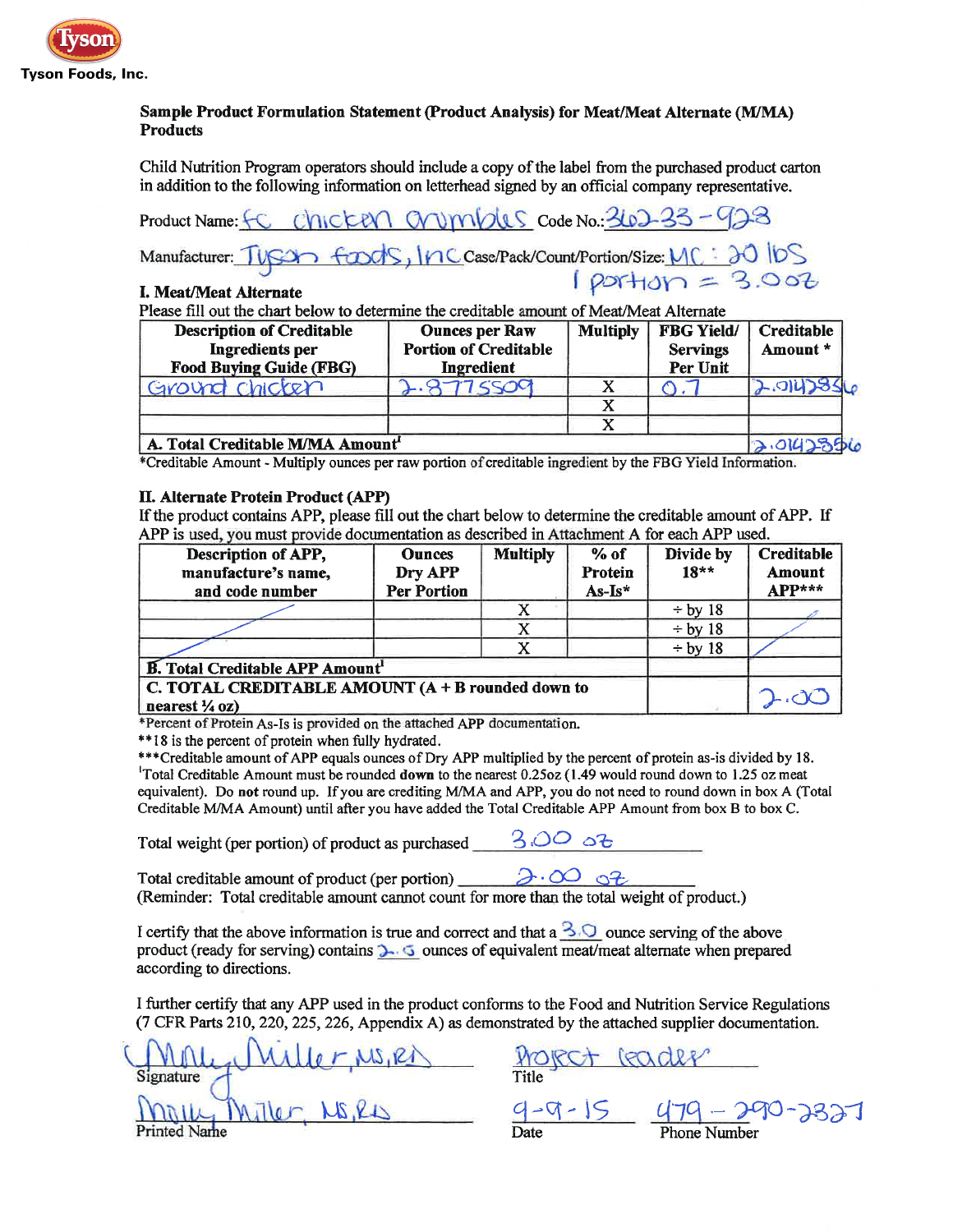Tyson Foods, Inc.

**Sample Product Formulation Statement (Product Analysis) for Meat/Meat Alternate (M/MA) Products**

Child Nutrition Program operators should include a copy of the label from the purchased product carton in addition to the following information on letterhead signed by an official company representative.

Product Name: FC chicken crumbles Code No.: 362-33-928

Manufacturer: Tyson foods, Inc Case/Pack/Count/Portion/Size: MC : 20 lbs 1 portion = 3.0oz

**I. Meat/Meat Alternate**

Please fill out the chart below to determine the creditable amount of Meat/Meat Alternate

| Description of Creditable Ingredients per Food Buying Guide (FBG) | Ounces per Raw Portion of Creditable Ingredient | Multiply | FBG Yield/ Servings Per Unit | Creditable Amount * |
|---|---|---|---|---|
| Ground chicken | 2.8775509 | X | 0.7 | 2.0142856 |
| | | X | | |
| | | X | | |
| **A. Total Creditable M/MA Amount**[1] | | | | 2.0142856 |

*Creditable Amount - Multiply ounces per raw portion of creditable ingredient by the FBG Yield Information.

**II. Alternate Protein Product (APP)**

If the product contains APP, please fill out the chart below to determine the creditable amount of APP. If APP is used, you must provide documentation as described in Attachment A for each APP used.

| Description of APP, manufacture's name, and code number | Ounces Dry APP Per Portion | Multiply | % of Protein As-Is* | Divide by 18** | Creditable Amount APP*** |
|---|---|---|---|---|---|
| | | X | | ÷ by 18 | |
| | | X | | ÷ by 18 | |
| | | X | | ÷ by 18 | |
| **B. Total Creditable APP Amount**[1] | | | | | |
| **C. TOTAL CREDITABLE AMOUNT (A + B rounded down to nearest ¼ oz)** | | | | | 2.00 |

*Percent of Protein As-Is is provided on the attached APP documentation.
**18 is the percent of protein when fully hydrated.
***Creditable amount of APP equals ounces of Dry APP multiplied by the percent of protein as-is divided by 18.
[1]Total Creditable Amount must be rounded **down** to the nearest 0.25oz (1.49 would round down to 1.25 oz meat equivalent). Do **not** round up. If you are crediting M/MA and APP, you do not need to round down in box A (Total Creditable M/MA Amount) until after you have added the Total Creditable APP Amount from box B to box C.

Total weight (per portion) of product as purchased 3.00 oz

Total creditable amount of product (per portion) 2.00 oz
(Reminder: Total creditable amount cannot count for more than the total weight of product.)

I certify that the above information is true and correct and that a 3.0 ounce serving of the above product (ready for serving) contains 2.0 ounces of equivalent meat/meat alternate when prepared according to directions.

I further certify that any APP used in the product conforms to the Food and Nutrition Service Regulations (7 CFR Parts 210, 220, 225, 226, Appendix A) as demonstrated by the attached supplier documentation.

Signature: Molly Miller, MS, RD
Title: Project Leader

Printed Name: Molly Miller, MS, RD
Date: 9-9-15
Phone Number: 479-290-2327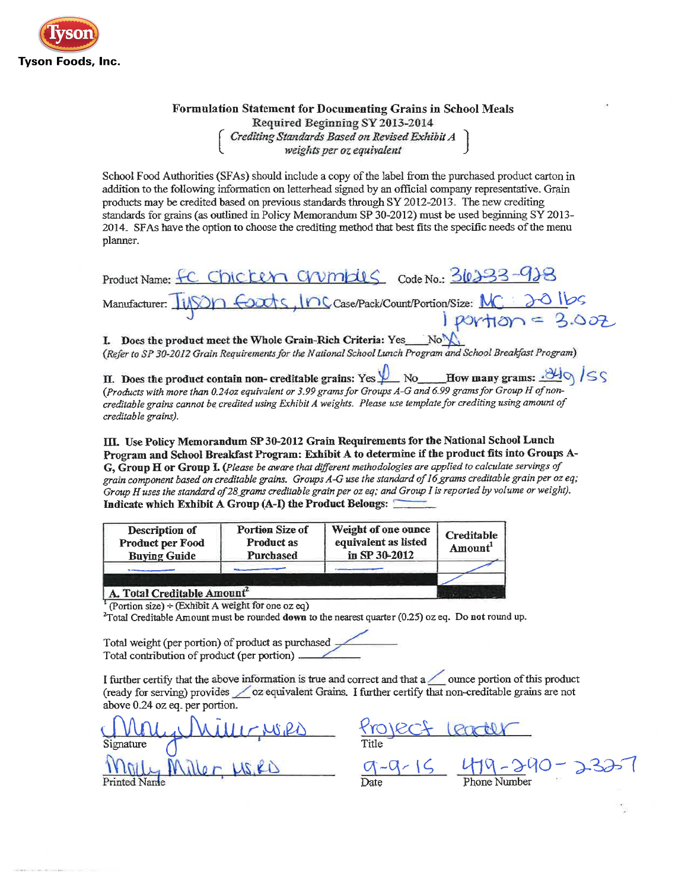Tyson

Tyson Foods, Inc.

**Formulation Statement for Documenting Grains in School Meals**
**Required Beginning SY 2013-2014**
*(Crediting Standards Based on Revised Exhibit A weights per oz equivalent)*

School Food Authorities (SFAs) should include a copy of the label from the purchased product carton in addition to the following information on letterhead signed by an official company representative. Grain products may be credited based on previous standards through SY 2012-2013. The new crediting standards for grains (as outlined in Policy Memorandum SP 30-2012) must be used beginning SY 2013-2014. SFAs have the option to choose the crediting method that best fits the specific needs of the menu planner.

Product Name: FC Chicken Crumbles Code No.: 36233-928

Manufacturer: Tyson Foods, Inc Case/Pack/Count/Portion/Size: MC 20 lbs
1 portion = 3.0oz

**I. Does the product meet the Whole Grain-Rich Criteria:** Yes\_\_\_ No X
*(Refer to SP 30-2012 Grain Requirements for the National School Lunch Program and School Breakfast Program)*

**II. Does the product contain non- creditable grains:** Yes ✓ No\_\_\_ **How many grams:** .849 /SS
*(Products with more than 0.24oz equivalent or 3.99 grams for Groups A-G and 6.99 grams for Group H of non-creditable grains cannot be credited using Exhibit A weights. Please use template for crediting using amount of creditable grains).*

**III. Use Policy Memorandum SP 30-2012 Grain Requirements for the National School Lunch Program and School Breakfast Program: Exhibit A to determine if the product fits into Groups A-G, Group H or Group I.** *(Please be aware that different methodologies are applied to calculate servings of grain component based on creditable grains. Groups A-G use the standard of 16 grams creditable grain per oz eq; Group H uses the standard of 28 grams creditable grain per oz eq; and Group I is reported by volume or weight).*
**Indicate which Exhibit A Group (A-I) the Product Belongs:** \_\_\_\_\_\_

| Description of Product per Food Buying Guide | Portion Size of Product as Purchased | Weight of one ounce equivalent as listed in SP 30-2012 | Creditable Amount[1] |
|---|---|---|---|
| — | — | — | / |
| A. Total Creditable Amount[2] | | | |

[1] (Portion size) ÷ (Exhibit A weight for one oz eq)
[2] Total Creditable Amount must be rounded **down** to the nearest quarter (0.25) oz eq. Do **not** round up.

Total weight (per portion) of product as purchased /
Total contribution of product (per portion) /

I further certify that the above information is true and correct and that a / ounce portion of this product (ready for serving) provides / oz equivalent Grains. I further certify that non-creditable grains are not above 0.24 oz eq. per portion.

Signature: Molly Miller, MS,RD Title: Project Leader

Printed Name: Molly Miller, MS,RD Date: 9-9-15 Phone Number: 479-290-2327